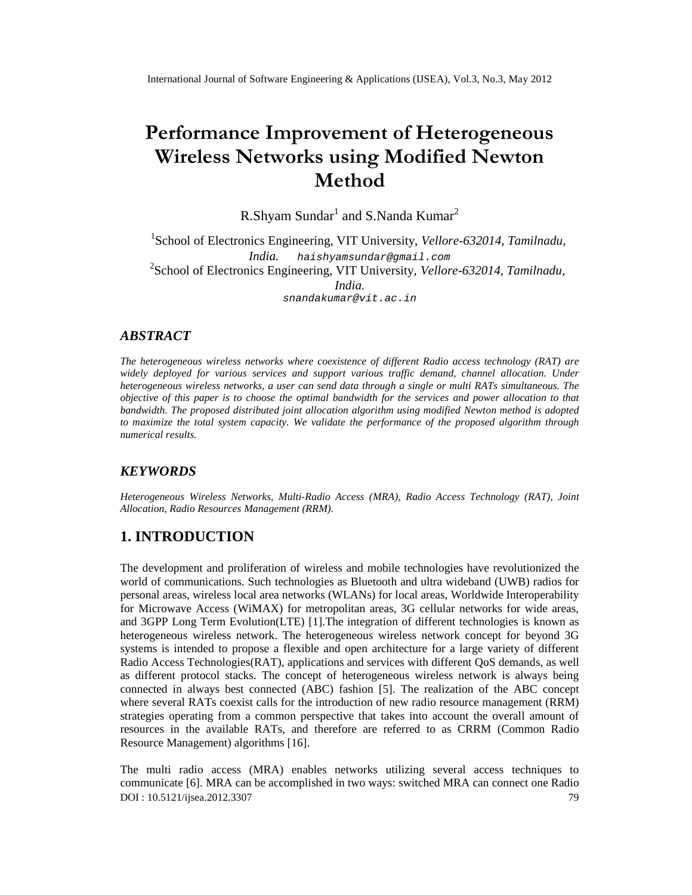# Performance Improvement of Heterogeneous Wireless Networks using Modified Newton Method

R.Shyam Sundar[1] and S.Nanda Kumar[2]

[1]School of Electronics Engineering, VIT University, *Vellore-632014, Tamilnadu, India.* haishyamsundar@gmail.com

[2]School of Electronics Engineering, VIT University, *Vellore-632014, Tamilnadu, India.*

snandakumar@vit.ac.in

## ABSTRACT

*The heterogeneous wireless networks where coexistence of different Radio access technology (RAT) are widely deployed for various services and support various traffic demand, channel allocation. Under heterogeneous wireless networks, a user can send data through a single or multi RATs simultaneous. The objective of this paper is to choose the optimal bandwidth for the services and power allocation to that bandwidth. The proposed distributed joint allocation algorithm using modified Newton method is adopted to maximize the total system capacity. We validate the performance of the proposed algorithm through numerical results.*

## KEYWORDS

*Heterogeneous Wireless Networks, Multi-Radio Access (MRA), Radio Access Technology (RAT), Joint Allocation, Radio Resources Management (RRM).*

## 1. INTRODUCTION

The development and proliferation of wireless and mobile technologies have revolutionized the world of communications. Such technologies as Bluetooth and ultra wideband (UWB) radios for personal areas, wireless local area networks (WLANs) for local areas, Worldwide Interoperability for Microwave Access (WiMAX) for metropolitan areas, 3G cellular networks for wide areas, and 3GPP Long Term Evolution(LTE) [1].The integration of different technologies is known as heterogeneous wireless network. The heterogeneous wireless network concept for beyond 3G systems is intended to propose a flexible and open architecture for a large variety of different Radio Access Technologies(RAT), applications and services with different QoS demands, as well as different protocol stacks. The concept of heterogeneous wireless network is always being connected in always best connected (ABC) fashion [5]. The realization of the ABC concept where several RATs coexist calls for the introduction of new radio resource management (RRM) strategies operating from a common perspective that takes into account the overall amount of resources in the available RATs, and therefore are referred to as CRRM (Common Radio Resource Management) algorithms [16].

The multi radio access (MRA) enables networks utilizing several access techniques to communicate [6]. MRA can be accomplished in two ways: switched MRA can connect one Radio

DOI : 10.5121/ijsea.2012.3307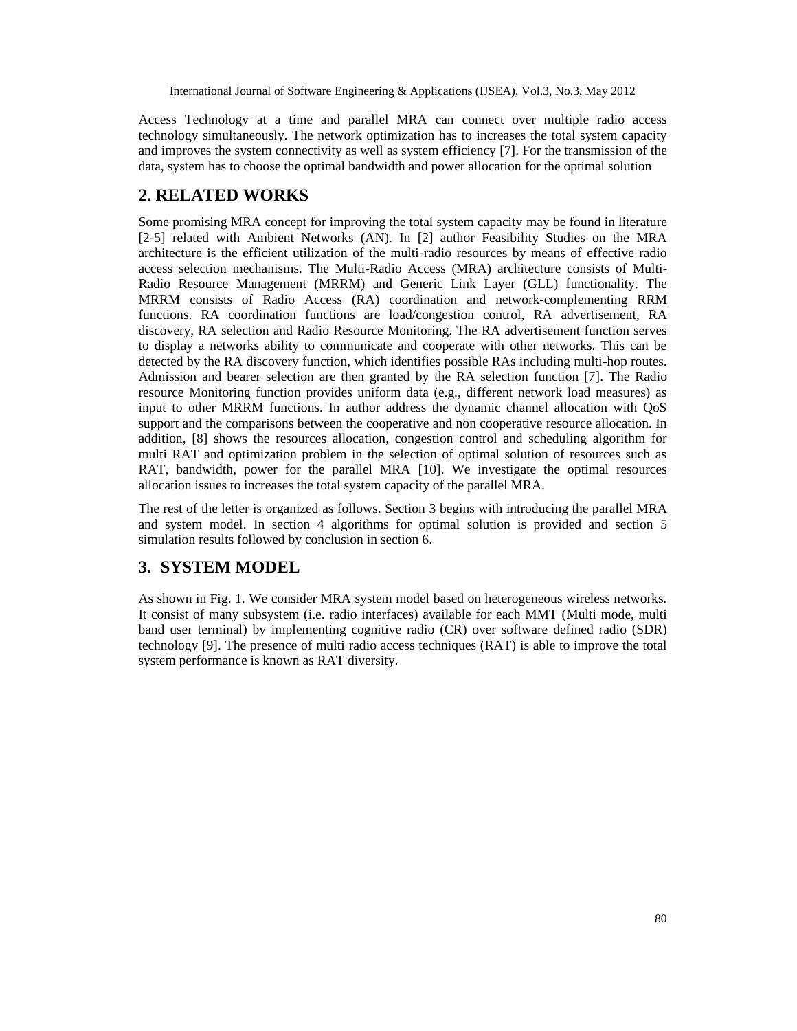Access Technology at a time and parallel MRA can connect over multiple radio access technology simultaneously. The network optimization has to increases the total system capacity and improves the system connectivity as well as system efficiency [7]. For the transmission of the data, system has to choose the optimal bandwidth and power allocation for the optimal solution

## 2. RELATED WORKS

Some promising MRA concept for improving the total system capacity may be found in literature [2-5] related with Ambient Networks (AN). In [2] author Feasibility Studies on the MRA architecture is the efficient utilization of the multi-radio resources by means of effective radio access selection mechanisms. The Multi-Radio Access (MRA) architecture consists of Multi-Radio Resource Management (MRRM) and Generic Link Layer (GLL) functionality. The MRRM consists of Radio Access (RA) coordination and network-complementing RRM functions. RA coordination functions are load/congestion control, RA advertisement, RA discovery, RA selection and Radio Resource Monitoring. The RA advertisement function serves to display a networks ability to communicate and cooperate with other networks. This can be detected by the RA discovery function, which identifies possible RAs including multi-hop routes. Admission and bearer selection are then granted by the RA selection function [7]. The Radio resource Monitoring function provides uniform data (e.g., different network load measures) as input to other MRRM functions. In author address the dynamic channel allocation with QoS support and the comparisons between the cooperative and non cooperative resource allocation. In addition, [8] shows the resources allocation, congestion control and scheduling algorithm for multi RAT and optimization problem in the selection of optimal solution of resources such as RAT, bandwidth, power for the parallel MRA [10]. We investigate the optimal resources allocation issues to increases the total system capacity of the parallel MRA.

The rest of the letter is organized as follows. Section 3 begins with introducing the parallel MRA and system model. In section 4 algorithms for optimal solution is provided and section 5 simulation results followed by conclusion in section 6.

## 3. SYSTEM MODEL

As shown in Fig. 1. We consider MRA system model based on heterogeneous wireless networks. It consist of many subsystem (i.e. radio interfaces) available for each MMT (Multi mode, multi band user terminal) by implementing cognitive radio (CR) over software defined radio (SDR) technology [9]. The presence of multi radio access techniques (RAT) is able to improve the total system performance is known as RAT diversity.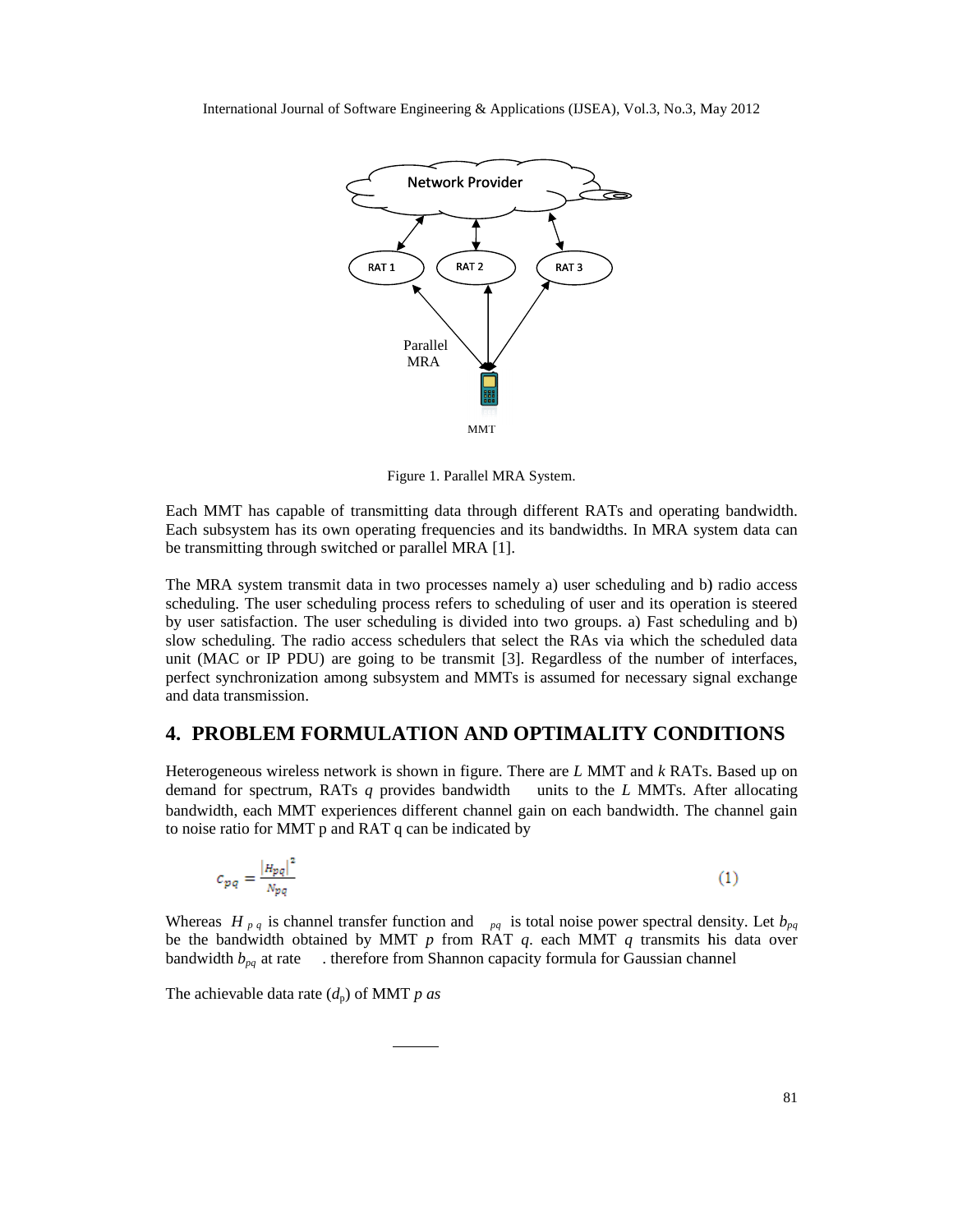Figure 1. Parallel MRA System.

Each MMT has capable of transmitting data through different RATs and operating bandwidth. Each subsystem has its own operating frequencies and its bandwidths. In MRA system data can be transmitting through switched or parallel MRA [1].

The MRA system transmit data in two processes namely a) user scheduling and b) radio access scheduling. The user scheduling process refers to scheduling of user and its operation is steered by user satisfaction. The user scheduling is divided into two groups. a) Fast scheduling and b) slow scheduling. The radio access schedulers that select the RAs via which the scheduled data unit (MAC or IP PDU) are going to be transmit [3]. Regardless of the number of interfaces, perfect synchronization among subsystem and MMTs is assumed for necessary signal exchange and data transmission.

## 4. PROBLEM FORMULATION AND OPTIMALITY CONDITIONS

Heterogeneous wireless network is shown in figure. There are *L* MMT and *k* RATs. Based up on demand for spectrum, RATs *q* provides bandwidth units to the *L* MMTs. After allocating bandwidth, each MMT experiences different channel gain on each bandwidth. The channel gain to noise ratio for MMT p and RAT q can be indicated by

$$c_{pq} = \frac{|H_{pq}|^2}{N_{pq}} \tag{1}$$

Whereas $H_{pq}$ is channel transfer function and $_{pq}$ is total noise power spectral density. Let $b_{pq}$ be the bandwidth obtained by MMT *p* from RAT *q*. each MMT *q* transmits his data over bandwidth $b_{pq}$ at rate . therefore from Shannon capacity formula for Gaussian channel

The achievable data rate ($d_p$) of MMT *p as*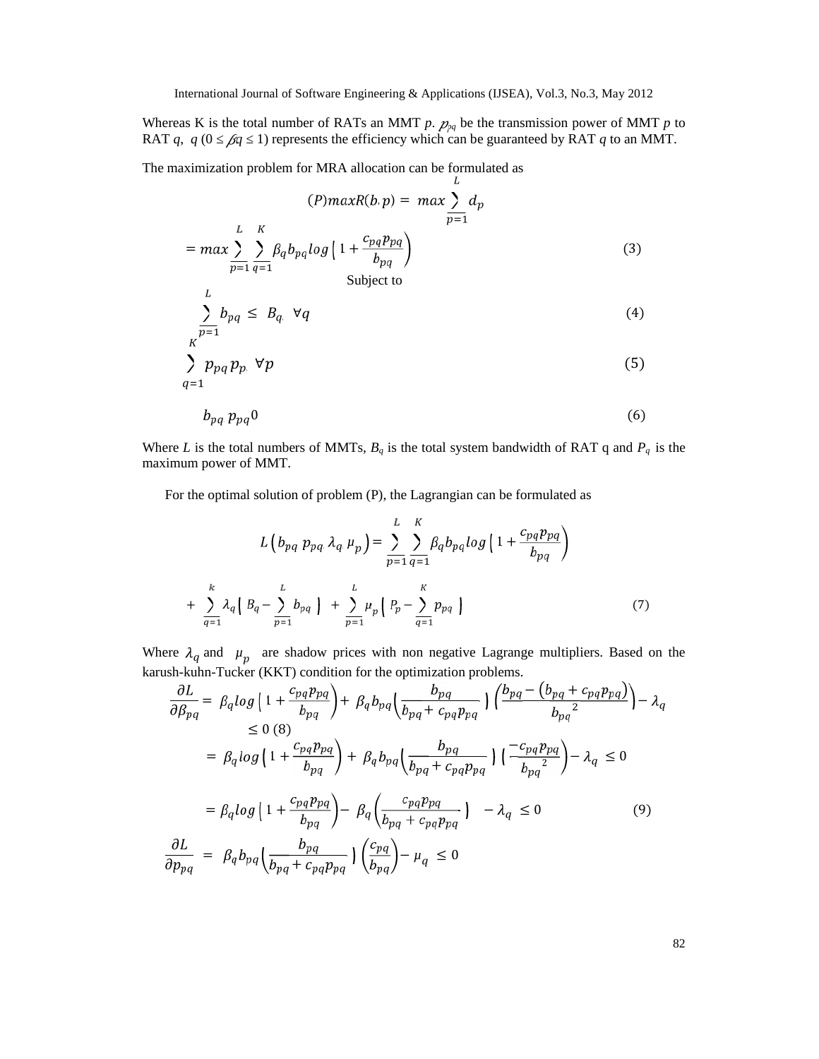Whereas K is the total number of RATs an MMT $p$. $p_{pq}$ be the transmission power of MMT $p$ to RAT $q$, $q$ ($0 \leq \beta q \leq 1$) represents the efficiency which can be guaranteed by RAT $q$ to an MMT.

The maximization problem for MRA allocation can be formulated as

$$(P) max R(b, p) = max \sum_{p=1}^{L} d_p$$

$$= max \sum_{p=1}^{L} \sum_{q=1}^{K} \beta_q b_{pq} log\left(1 + \frac{c_{pq}p_{pq}}{b_{pq}}\right) \quad (3)$$

Subject to

$$\sum_{p=1}^{L} b_{pq} \leq B_q, \; \forall q \quad (4)$$

$$\sum_{q=1}^{K} p_{pq} p_p, \; \forall p \quad (5)$$

$$b_{pq} \; p_{pq} 0 \quad (6)$$

Where $L$ is the total numbers of MMTs, $B_q$ is the total system bandwidth of RAT q and $P_q$ is the maximum power of MMT.

For the optimal solution of problem (P), the Lagrangian can be formulated as

$$L\left(b_{pq} \; p_{pq}, \lambda_q, \mu_p\right) = \sum_{p=1}^{L} \sum_{q=1}^{K} \beta_q b_{pq} log\left(1 + \frac{c_{pq}p_{pq}}{b_{pq}}\right)$$

$$+ \sum_{q=1}^{k} \lambda_q\left(B_q - \sum_{p=1}^{L} b_{pq}\right) + \sum_{p=1}^{L} \mu_p\left(P_p - \sum_{q=1}^{K} p_{pq}\right) \quad (7)$$

Where $\lambda_q$ and $\mu_p$ are shadow prices with non negative Lagrange multipliers. Based on the karush-kuhn-Tucker (KKT) condition for the optimization problems.

$$\frac{\partial L}{\partial \beta_{pq}} = \beta_q log\left(1 + \frac{c_{pq}p_{pq}}{b_{pq}}\right) + \beta_q b_{pq}\left(\frac{b_{pq}}{b_{pq} + c_{pq}p_{pq}}\right)\left(\frac{b_{pq} - \left(b_{pq} + c_{pq}p_{pq}\right)}{b_{pq}^{\;2}}\right) - \lambda_q \leq 0 \; (8)$$

$$= \beta_q log\left(1 + \frac{c_{pq}p_{pq}}{b_{pq}}\right) + \beta_q b_{pq}\left(\frac{b_{pq}}{b_{pq} + c_{pq}p_{pq}}\right)\left(\frac{-c_{pq}p_{pq}}{b_{pq}^{\;2}}\right) - \lambda_q \leq 0$$

$$= \beta_q log\left(1 + \frac{c_{pq}p_{pq}}{b_{pq}}\right) - \beta_q\left(\frac{c_{pq}p_{pq}}{b_{pq} + c_{pq}p_{pq}}\right) - \lambda_q \leq 0 \quad (9)$$

$$\frac{\partial L}{\partial p_{pq}} = \beta_q b_{pq}\left(\frac{b_{pq}}{b_{pq} + c_{pq}p_{pq}}\right)\left(\frac{c_{pq}}{b_{pq}}\right) - \mu_q \leq 0$$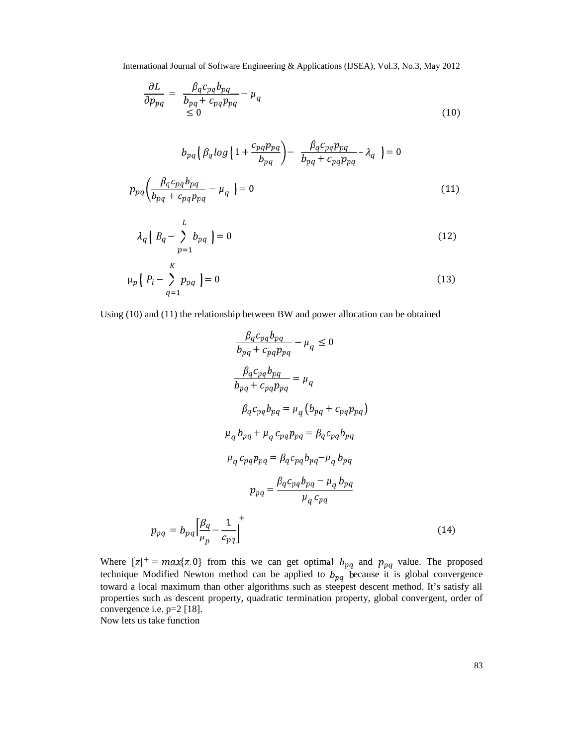$$\frac{\partial L}{\partial p_{pq}} = \frac{\beta_q c_{pq} b_{pq}}{b_{pq} + c_{pq} p_{pq}} - \mu_q \leq 0 \tag{10}$$

$$b_{pq}\left( \beta_q log \left( 1 + \frac{c_{pq} p_{pq}}{b_{pq}} \right) - \frac{\beta_q c_{pq} p_{pq}}{b_{pq} + c_{pq} p_{pq}} - \lambda_q \right) = 0$$

$$p_{pq}\left( \frac{\beta_q c_{pq} b_{pq}}{b_{pq} + c_{pq} p_{pq}} - \mu_q \right) = 0 \tag{11}$$

$$\lambda_q \left( B_q - \sum_{p=1}^{L} b_{pq} \right) = 0 \tag{12}$$

$$\mu_p \left( P_i - \sum_{q=1}^{K} p_{pq} \right) = 0 \tag{13}$$

Using (10) and (11) the relationship between BW and power allocation can be obtained

$$\frac{\beta_q c_{pq} b_{pq}}{b_{pq} + c_{pq} p_{pq}} - \mu_q \leq 0$$

$$\frac{\beta_q c_{pq} b_{pq}}{b_{pq} + c_{pq} p_{pq}} = \mu_q$$

$$\beta_q c_{pq} b_{pq} = \mu_q \left( b_{pq} + c_{pq} p_{pq} \right)$$

$$\mu_q b_{pq} + \mu_q c_{pq} p_{pq} = \beta_q c_{pq} b_{pq}$$

$$\mu_q c_{pq} p_{pq} = \beta_q c_{pq} b_{pq} - \mu_q b_{pq}$$

$$p_{pq} = \frac{\beta_q c_{pq} b_{pq} - \mu_q b_{pq}}{\mu_q c_{pq}}$$

$$p_{pq} = b_{pq} \left[ \frac{\beta_q}{\mu_p} - \frac{1}{c_{pq}} \right]^+ \tag{14}$$

Where $[z]^+ = max\{z, 0\}$ from this we can get optimal $b_{pq}$ and $p_{pq}$ value. The proposed technique Modified Newton method can be applied to $b_{pq}$ because it is global convergence toward a local maximum than other algorithms such as steepest descent method. It's satisfy all properties such as descent property, quadratic termination property, global convergent, order of convergence i.e. p=2 [18].

Now lets us take function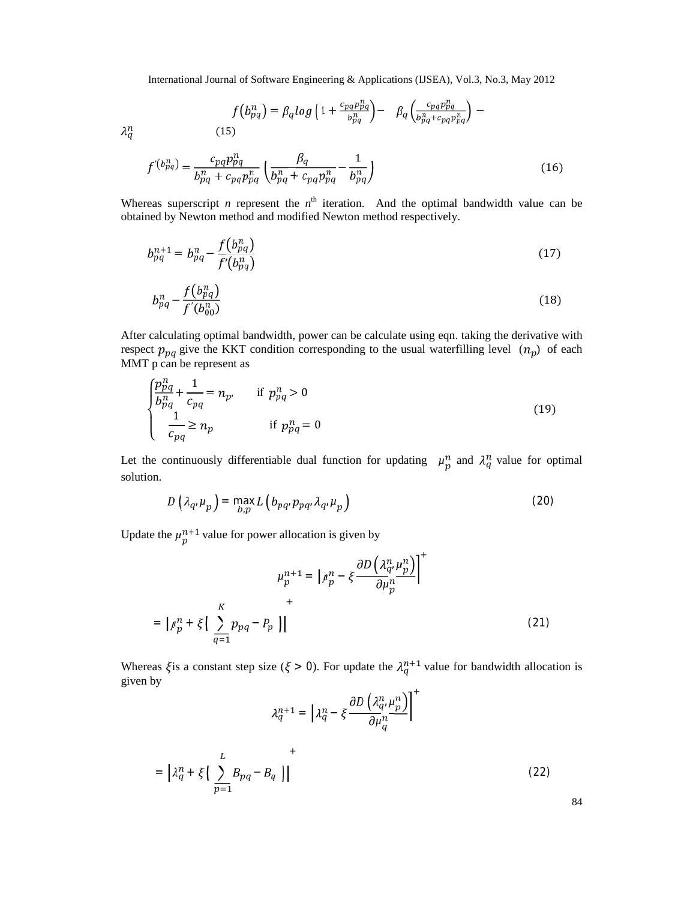$$f\left(b_{pq}^{n}\right) = \beta_q log\left(1 + \frac{c_{pq}p_{pq}^{n}}{b_{pq}^{n}}\right) - \beta_q\left(\frac{c_{pq}p_{pq}^{n}}{b_{pq}^{n} + c_{pq}p_{pq}^{n}}\right) - \lambda_q^{n} \quad (15)$$

$$f'\left(b_{pq}^{n}\right) = \frac{c_{pq}p_{pq}^{n}}{b_{pq}^{n} + c_{pq}p_{pq}^{n}}\left(\frac{\beta_q}{b_{pq}^{n} + c_{pq}p_{pq}^{n}} - \frac{1}{b_{pq}^{n}}\right) \quad (16)$$

Whereas superscript *n* represent the $n^{th}$ iteration. And the optimal bandwidth value can be obtained by Newton method and modified Newton method respectively.

$$b_{pq}^{n+1} = b_{pq}^{n} - \frac{f\left(b_{pq}^{n}\right)}{f'\left(b_{pq}^{n}\right)} \quad (17)$$

$$b_{pq}^{n} - \frac{f\left(b_{pq}^{n}\right)}{f'\left(b_{00}^{n}\right)} \quad (18)$$

After calculating optimal bandwidth, power can be calculate using eqn. taking the derivative with respect $p_{pq}$ give the KKT condition corresponding to the usual waterfilling level $(n_p)$ of each MMT p can be represent as

$$\begin{cases} \dfrac{p_{pq}^{n}}{b_{pq}^{n}} + \dfrac{1}{c_{pq}} = n_p, & \text{if } p_{pq}^{n} > 0 \\ \dfrac{1}{c_{pq}} \geq n_p & \text{if } p_{pq}^{n} = 0 \end{cases} \quad (19)$$

Let the continuously differentiable dual function for updating $\mu_p^n$ and $\lambda_q^n$ value for optimal solution.

$$D\left(\lambda_q, \mu_p\right) = \max_{b,p} L\left(b_{pq}, p_{pq}, \lambda_q, \mu_p\right) \quad (20)$$

Update the $\mu_p^{n+1}$ value for power allocation is given by

$$\mu_p^{n+1} = \left[\mu_p^n - \xi \frac{\partial D\left(\lambda_q^n, \mu_p^n\right)}{\partial \mu_p^n}\right]^+$$

$$= \left[\mu_p^n + \xi\left(\sum_{q=1}^{K} p_{pq} - P_p\right)\right]^+ \quad (21)$$

Whereas $\xi$ is a constant step size ($\xi > 0$). For update the $\lambda_q^{n+1}$ value for bandwidth allocation is given by

$$\lambda_q^{n+1} = \left[\lambda_q^n - \xi \frac{\partial D\left(\lambda_q^n, \mu_p^n\right)}{\partial \mu_q^n}\right]^+$$

$$= \left[\lambda_q^n + \xi\left(\sum_{p=1}^{L} B_{pq} - B_q\right)\right]^+ \quad (22)$$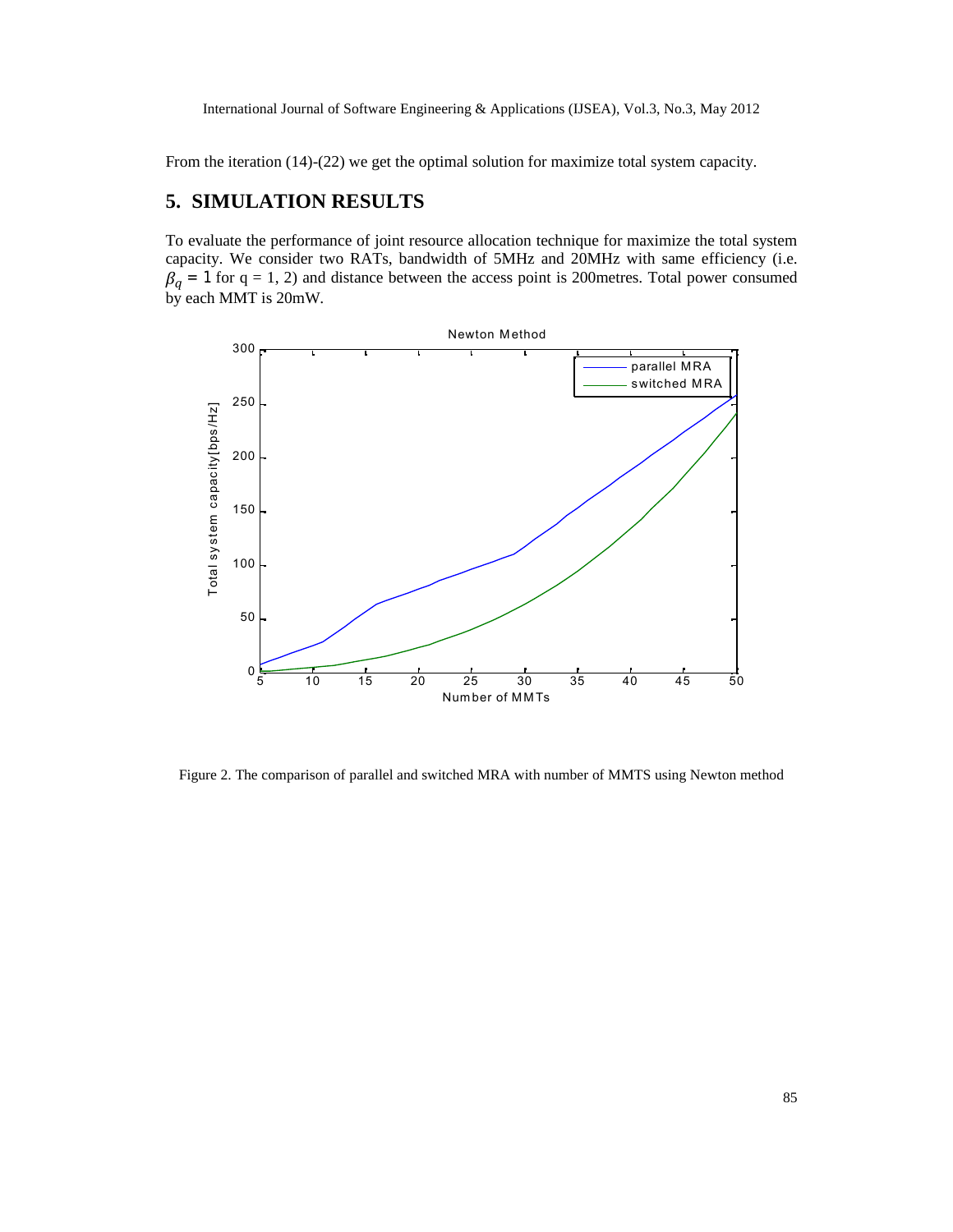From the iteration (14)-(22) we get the optimal solution for maximize total system capacity.

## 5. SIMULATION RESULTS

To evaluate the performance of joint resource allocation technique for maximize the total system capacity. We consider two RATs, bandwidth of 5MHz and 20MHz with same efficiency (i.e. $\beta_q = 1$ for q = 1, 2) and distance between the access point is 200metres. Total power consumed by each MMT is 20mW.

Figure 2. The comparison of parallel and switched MRA with number of MMTS using Newton method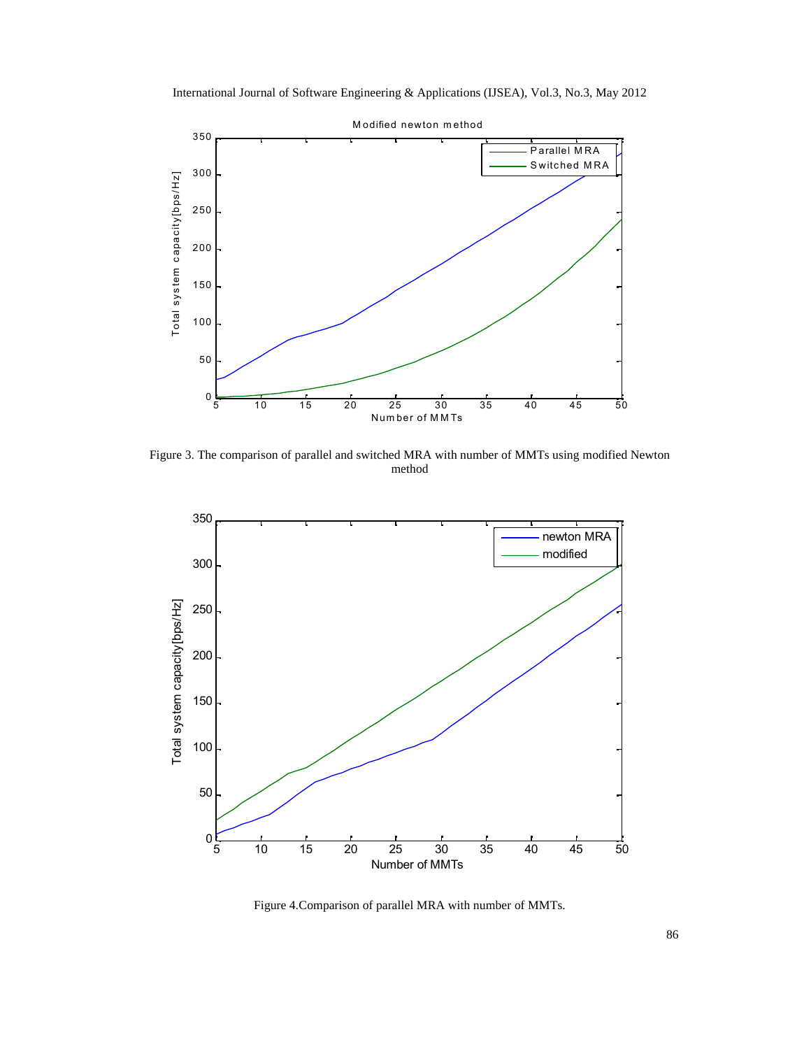Figure 3. The comparison of parallel and switched MRA with number of MMTs using modified Newton method

Figure 4.Comparison of parallel MRA with number of MMTs.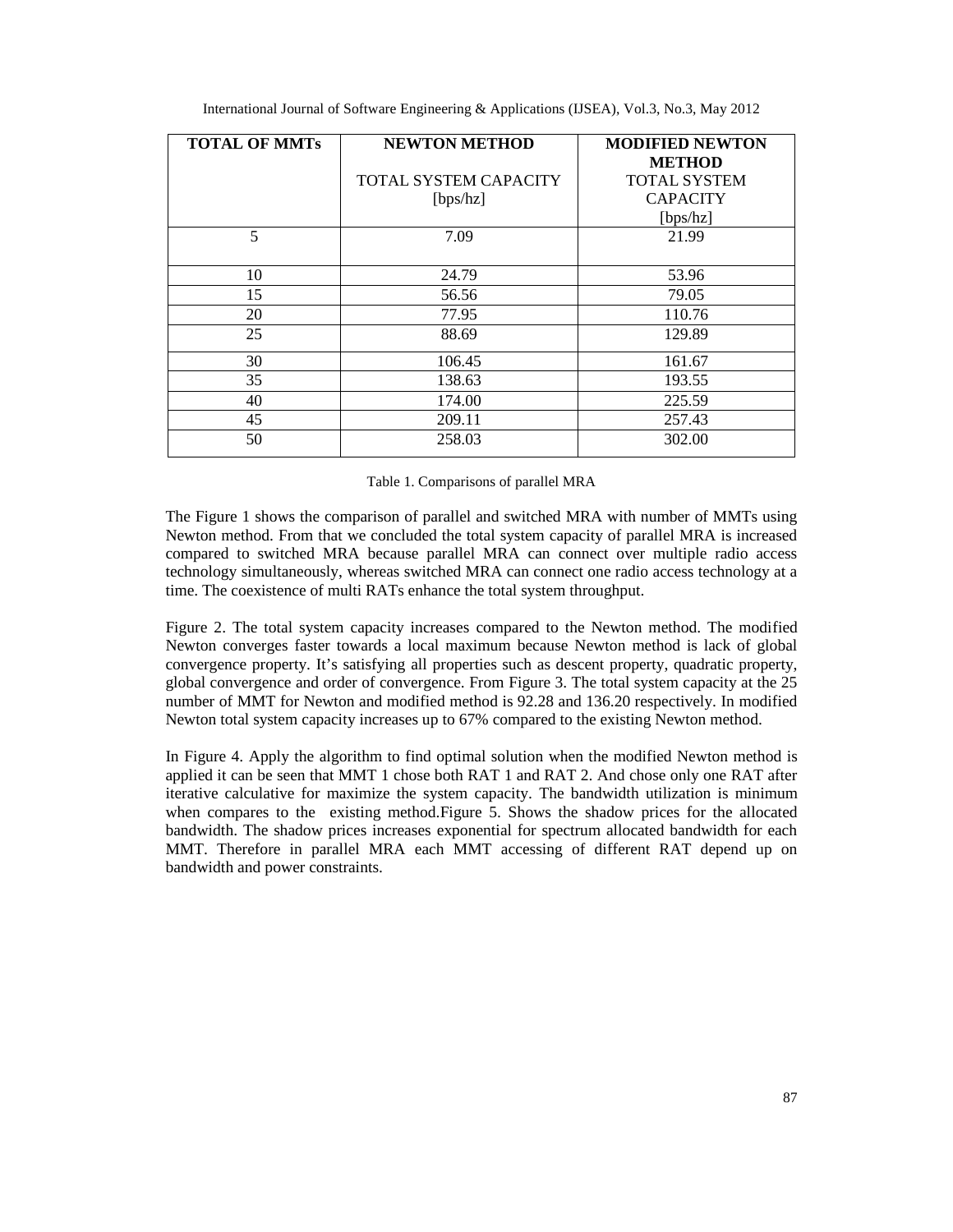| TOTAL OF MMTs | NEWTON METHOD<br><br>TOTAL SYSTEM CAPACITY [bps/hz] | MODIFIED NEWTON METHOD<br>TOTAL SYSTEM CAPACITY [bps/hz] |
|---|---|---|
| 5 | 7.09 | 21.99 |
| 10 | 24.79 | 53.96 |
| 15 | 56.56 | 79.05 |
| 20 | 77.95 | 110.76 |
| 25 | 88.69 | 129.89 |
| 30 | 106.45 | 161.67 |
| 35 | 138.63 | 193.55 |
| 40 | 174.00 | 225.59 |
| 45 | 209.11 | 257.43 |
| 50 | 258.03 | 302.00 |

Table 1. Comparisons of parallel MRA

The Figure 1 shows the comparison of parallel and switched MRA with number of MMTs using Newton method. From that we concluded the total system capacity of parallel MRA is increased compared to switched MRA because parallel MRA can connect over multiple radio access technology simultaneously, whereas switched MRA can connect one radio access technology at a time. The coexistence of multi RATs enhance the total system throughput.

Figure 2. The total system capacity increases compared to the Newton method. The modified Newton converges faster towards a local maximum because Newton method is lack of global convergence property. It's satisfying all properties such as descent property, quadratic property, global convergence and order of convergence. From Figure 3. The total system capacity at the 25 number of MMT for Newton and modified method is 92.28 and 136.20 respectively. In modified Newton total system capacity increases up to 67% compared to the existing Newton method.

In Figure 4. Apply the algorithm to find optimal solution when the modified Newton method is applied it can be seen that MMT 1 chose both RAT 1 and RAT 2. And chose only one RAT after iterative calculative for maximize the system capacity. The bandwidth utilization is minimum when compares to the existing method.Figure 5. Shows the shadow prices for the allocated bandwidth. The shadow prices increases exponential for spectrum allocated bandwidth for each MMT. Therefore in parallel MRA each MMT accessing of different RAT depend up on bandwidth and power constraints.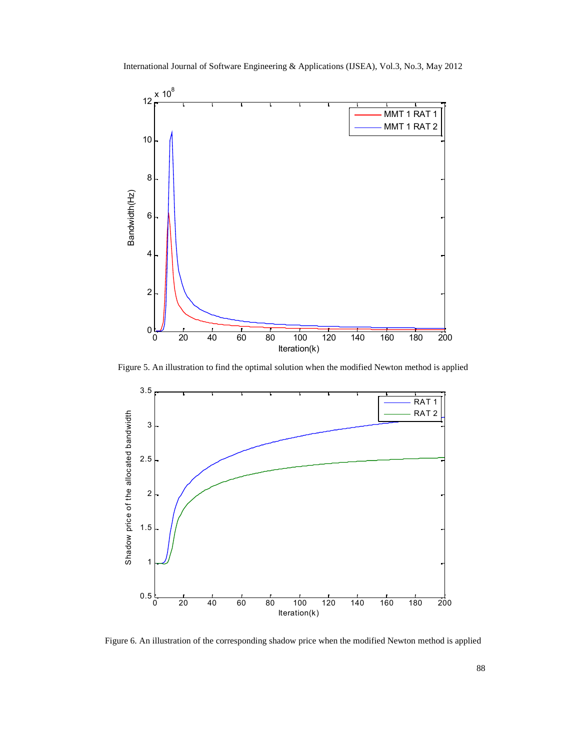Figure 5. An illustration to find the optimal solution when the modified Newton method is applied

Figure 6. An illustration of the corresponding shadow price when the modified Newton method is applied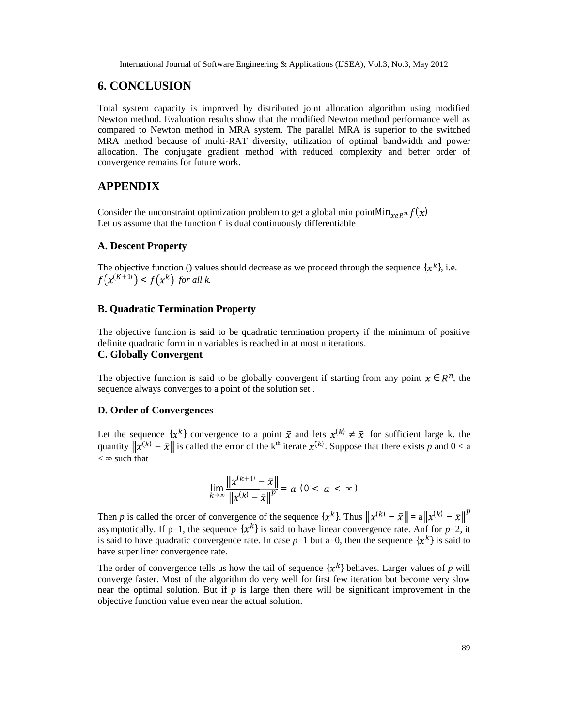## 6. CONCLUSION

Total system capacity is improved by distributed joint allocation algorithm using modified Newton method. Evaluation results show that the modified Newton method performance well as compared to Newton method in MRA system. The parallel MRA is superior to the switched MRA method because of multi-RAT diversity, utilization of optimal bandwidth and power allocation. The conjugate gradient method with reduced complexity and better order of convergence remains for future work.

## APPENDIX

Consider the unconstraint optimization problem to get a global min point$\text{Min}_{x \epsilon R^n} f(x)$
Let us assume that the function $f$ is dual continuously differentiable

### A. Descent Property

The objective function () values should decrease as we proceed through the sequence $\{x^k\}$, i.e. $f(x^{(K+1)}) < f(x^k)$ *for all k.*

### B. Quadratic Termination Property

The objective function is said to be quadratic termination property if the minimum of positive definite quadratic form in n variables is reached in at most n iterations.

### C. Globally Convergent

The objective function is said to be globally convergent if starting from any point $x \in R^n$, the sequence always converges to a point of the solution set .

### D. Order of Convergences

Let the sequence $\{x^k\}$ convergence to a point $\bar{x}$ and lets $x^{(k)} \neq \bar{x}$ for sufficient large k. the quantity $\|x^{(k)} - \bar{x}\|$ is called the error of the k[th] iterate $x^{(k)}$. Suppose that there exists $p$ and 0 < a < ∞ such that

$$\lim_{k \to \infty} \frac{\|x^{(k+1)} - \bar{x}\|}{\|x^{(k)} - \bar{x}\|^p} = a \ (0 < a < \infty)$$

Then $p$ is called the order of convergence of the sequence $\{x^k\}$. Thus $\|x^{(k)} - \bar{x}\| = a\|x^{(k)} - \bar{x}\|^p$ asymptotically. If p=1, the sequence $\{x^k\}$ is said to have linear convergence rate. Anf for $p$=2, it is said to have quadratic convergence rate. In case $p$=1 but a=0, then the sequence $\{x^k\}$ is said to have super liner convergence rate.

The order of convergence tells us how the tail of sequence $\{x^k\}$ behaves. Larger values of $p$ will converge faster. Most of the algorithm do very well for first few iteration but become very slow near the optimal solution. But if $p$ is large then there will be significant improvement in the objective function value even near the actual solution.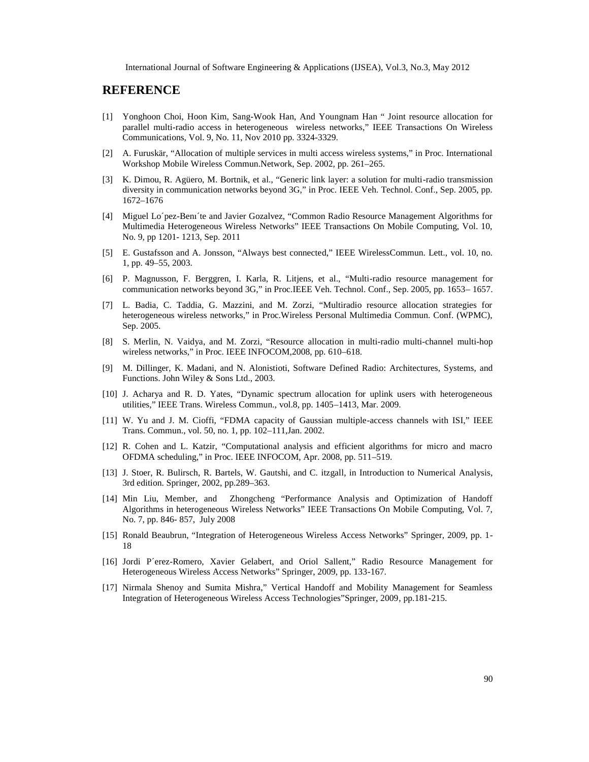## REFERENCE

[1] Yonghoon Choi, Hoon Kim, Sang-Wook Han, And Youngnam Han " Joint resource allocation for parallel multi-radio access in heterogeneous wireless networks," IEEE Transactions On Wireless Communications, Vol. 9, No. 11, Nov 2010 pp. 3324-3329.

[2] A. Furuskär, "Allocation of multiple services in multi access wireless systems," in Proc. International Workshop Mobile Wireless Commun.Network, Sep. 2002, pp. 261–265.

[3] K. Dimou, R. Agüero, M. Bortnik, et al., "Generic link layer: a solution for multi-radio transmission diversity in communication networks beyond 3G," in Proc. IEEE Veh. Technol. Conf., Sep. 2005, pp. 1672–1676

[4] Miguel Lo´pez-Benı´te and Javier Gozalvez, "Common Radio Resource Management Algorithms for Multimedia Heterogeneous Wireless Networks" IEEE Transactions On Mobile Computing, Vol. 10, No. 9, pp 1201- 1213, Sep. 2011

[5] E. Gustafsson and A. Jonsson, "Always best connected," IEEE WirelessCommun. Lett., vol. 10, no. 1, pp. 49–55, 2003.

[6] P. Magnusson, F. Berggren, I. Karla, R. Litjens, et al., "Multi-radio resource management for communication networks beyond 3G," in Proc.IEEE Veh. Technol. Conf., Sep. 2005, pp. 1653– 1657.

[7] L. Badia, C. Taddia, G. Mazzini, and M. Zorzi, "Multiradio resource allocation strategies for heterogeneous wireless networks," in Proc.Wireless Personal Multimedia Commun. Conf. (WPMC), Sep. 2005.

[8] S. Merlin, N. Vaidya, and M. Zorzi, "Resource allocation in multi-radio multi-channel multi-hop wireless networks," in Proc. IEEE INFOCOM,2008, pp. 610–618.

[9] M. Dillinger, K. Madani, and N. Alonistioti, Software Defined Radio: Architectures, Systems, and Functions. John Wiley & Sons Ltd., 2003.

[10] J. Acharya and R. D. Yates, "Dynamic spectrum allocation for uplink users with heterogeneous utilities," IEEE Trans. Wireless Commun., vol.8, pp. 1405–1413, Mar. 2009.

[11] W. Yu and J. M. Cioffi, "FDMA capacity of Gaussian multiple-access channels with ISI," IEEE Trans. Commun., vol. 50, no. 1, pp. 102–111,Jan. 2002.

[12] R. Cohen and L. Katzir, "Computational analysis and efficient algorithms for micro and macro OFDMA scheduling," in Proc. IEEE INFOCOM, Apr. 2008, pp. 511–519.

[13] J. Stoer, R. Bulirsch, R. Bartels, W. Gautshi, and C. itzgall, in Introduction to Numerical Analysis, 3rd edition. Springer, 2002, pp.289–363.

[14] Min Liu, Member, and Zhongcheng "Performance Analysis and Optimization of Handoff Algorithms in heterogeneous Wireless Networks" IEEE Transactions On Mobile Computing, Vol. 7, No. 7, pp. 846- 857, July 2008

[15] Ronald Beaubrun, "Integration of Heterogeneous Wireless Access Networks" Springer, 2009, pp. 1-18

[16] Jordi P´erez-Romero, Xavier Gelabert, and Oriol Sallent," Radio Resource Management for Heterogeneous Wireless Access Networks" Springer, 2009, pp. 133-167.

[17] Nirmala Shenoy and Sumita Mishra," Vertical Handoff and Mobility Management for Seamless Integration of Heterogeneous Wireless Access Technologies"Springer, 2009, pp.181-215.